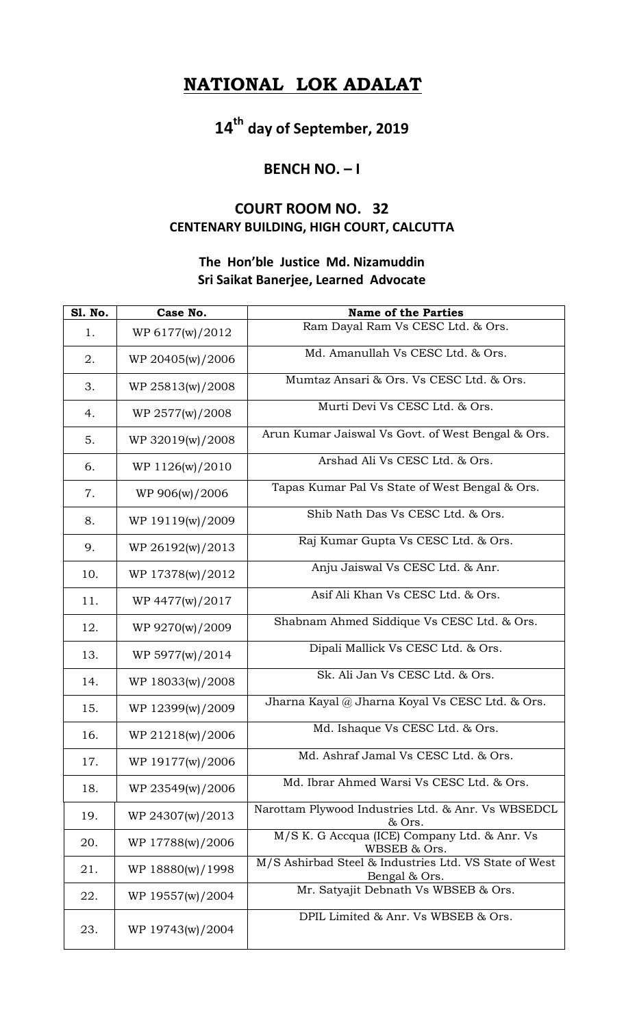# NATIONAL LOK ADALAT

## 14th day of September, 2019

### BENCH NO. – I

### COURT ROOM NO. 32
### CENTENARY BUILDING, HIGH COURT, CALCUTTA

**The Hon'ble Justice Md. Nizamuddin**
**Sri Saikat Banerjee, Learned Advocate**

| Sl. No. | Case No. | Name of the Parties |
|---|---|---|
| 1. | WP 6177(w)/2012 | Ram Dayal Ram Vs CESC Ltd. & Ors. |
| 2. | WP 20405(w)/2006 | Md. Amanullah Vs CESC Ltd. & Ors. |
| 3. | WP 25813(w)/2008 | Mumtaz Ansari & Ors. Vs CESC Ltd. & Ors. |
| 4. | WP 2577(w)/2008 | Murti Devi Vs CESC Ltd. & Ors. |
| 5. | WP 32019(w)/2008 | Arun Kumar Jaiswal Vs Govt. of West Bengal & Ors. |
| 6. | WP 1126(w)/2010 | Arshad Ali Vs CESC Ltd. & Ors. |
| 7. | WP 906(w)/2006 | Tapas Kumar Pal Vs State of West Bengal & Ors. |
| 8. | WP 19119(w)/2009 | Shib Nath Das Vs CESC Ltd. & Ors. |
| 9. | WP 26192(w)/2013 | Raj Kumar Gupta Vs CESC Ltd. & Ors. |
| 10. | WP 17378(w)/2012 | Anju Jaiswal Vs CESC Ltd. & Anr. |
| 11. | WP 4477(w)/2017 | Asif Ali Khan Vs CESC Ltd. & Ors. |
| 12. | WP 9270(w)/2009 | Shabnam Ahmed Siddique Vs CESC Ltd. & Ors. |
| 13. | WP 5977(w)/2014 | Dipali Mallick Vs CESC Ltd. & Ors. |
| 14. | WP 18033(w)/2008 | Sk. Ali Jan Vs CESC Ltd. & Ors. |
| 15. | WP 12399(w)/2009 | Jharna Kayal @ Jharna Koyal Vs CESC Ltd. & Ors. |
| 16. | WP 21218(w)/2006 | Md. Ishaque Vs CESC Ltd. & Ors. |
| 17. | WP 19177(w)/2006 | Md. Ashraf Jamal Vs CESC Ltd. & Ors. |
| 18. | WP 23549(w)/2006 | Md. Ibrar Ahmed Warsi Vs CESC Ltd. & Ors. |
| 19. | WP 24307(w)/2013 | Narottam Plywood Industries Ltd. & Anr. Vs WBSEDCL & Ors. |
| 20. | WP 17788(w)/2006 | M/S K. G Accqua (ICE) Company Ltd. & Anr. Vs WBSEB & Ors. |
| 21. | WP 18880(w)/1998 | M/S Ashirbad Steel & Industries Ltd. VS State of West Bengal & Ors. |
| 22. | WP 19557(w)/2004 | Mr. Satyajit Debnath Vs WBSEB & Ors. |
| 23. | WP 19743(w)/2004 | DPIL Limited & Anr. Vs WBSEB & Ors. |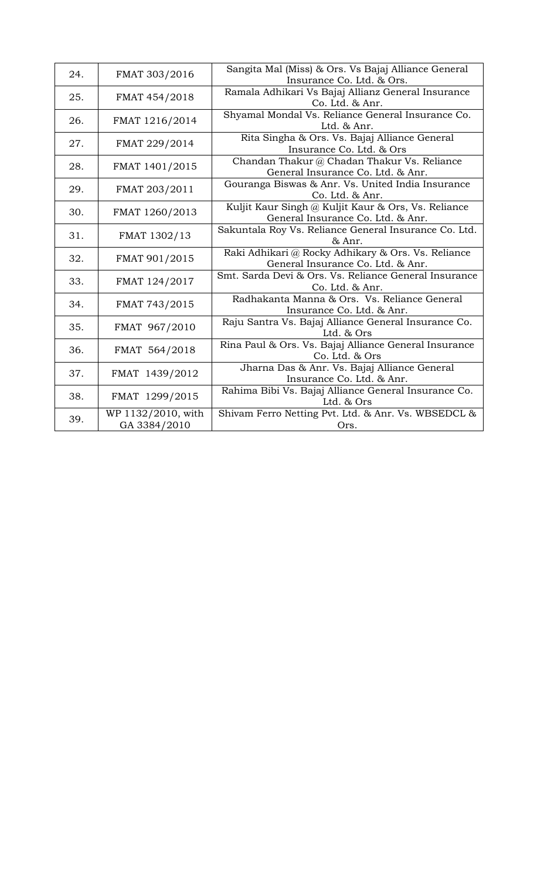| | | |
|---|---|---|
| 24. | FMAT 303/2016 | Sangita Mal (Miss) & Ors. Vs Bajaj Alliance General Insurance Co. Ltd. & Ors. |
| 25. | FMAT 454/2018 | Ramala Adhikari Vs Bajaj Allianz General Insurance Co. Ltd. & Anr. |
| 26. | FMAT 1216/2014 | Shyamal Mondal Vs. Reliance General Insurance Co. Ltd. & Anr. |
| 27. | FMAT 229/2014 | Rita Singha & Ors. Vs. Bajaj Alliance General Insurance Co. Ltd. & Ors |
| 28. | FMAT 1401/2015 | Chandan Thakur @ Chadan Thakur Vs. Reliance General Insurance Co. Ltd. & Anr. |
| 29. | FMAT 203/2011 | Gouranga Biswas & Anr. Vs. United India Insurance Co. Ltd. & Anr. |
| 30. | FMAT 1260/2013 | Kuljit Kaur Singh @ Kuljit Kaur & Ors, Vs. Reliance General Insurance Co. Ltd. & Anr. |
| 31. | FMAT 1302/13 | Sakuntala Roy Vs. Reliance General Insurance Co. Ltd. & Anr. |
| 32. | FMAT 901/2015 | Raki Adhikari @ Rocky Adhikary & Ors. Vs. Reliance General Insurance Co. Ltd. & Anr. |
| 33. | FMAT 124/2017 | Smt. Sarda Devi & Ors. Vs. Reliance General Insurance Co. Ltd. & Anr. |
| 34. | FMAT 743/2015 | Radhakanta Manna & Ors. Vs. Reliance General Insurance Co. Ltd. & Anr. |
| 35. | FMAT 967/2010 | Raju Santra Vs. Bajaj Alliance General Insurance Co. Ltd. & Ors |
| 36. | FMAT 564/2018 | Rina Paul & Ors. Vs. Bajaj Alliance General Insurance Co. Ltd. & Ors |
| 37. | FMAT 1439/2012 | Jharna Das & Anr. Vs. Bajaj Alliance General Insurance Co. Ltd. & Anr. |
| 38. | FMAT 1299/2015 | Rahima Bibi Vs. Bajaj Alliance General Insurance Co. Ltd. & Ors |
| 39. | WP 1132/2010, with GA 3384/2010 | Shivam Ferro Netting Pvt. Ltd. & Anr. Vs. WBSEDCL & Ors. |